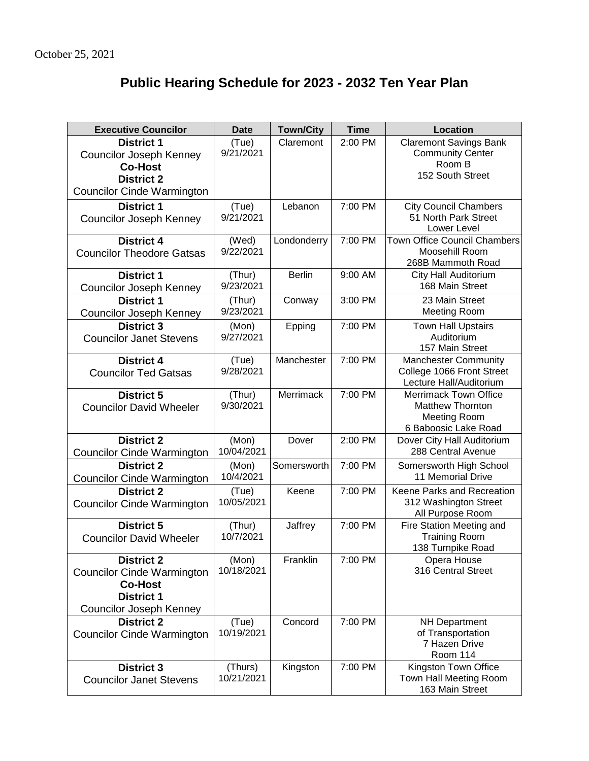October 25, 2021

# Public Hearing Schedule for 2023 - 2032 Ten Year Plan

| Executive Councilor | Date | Town/City | Time | Location |
|---|---|---|---|---|
| **District 1** Councilor Joseph Kenney **Co-Host** **District 2** Councilor Cinde Warmington | (Tue) 9/21/2021 | Claremont | 2:00 PM | Claremont Savings Bank Community Center Room B 152 South Street |
| **District 1** Councilor Joseph Kenney | (Tue) 9/21/2021 | Lebanon | 7:00 PM | City Council Chambers 51 North Park Street Lower Level |
| **District 4** Councilor Theodore Gatsas | (Wed) 9/22/2021 | Londonderry | 7:00 PM | Town Office Council Chambers Moosehill Room 268B Mammoth Road |
| **District 1** Councilor Joseph Kenney | (Thur) 9/23/2021 | Berlin | 9:00 AM | City Hall Auditorium 168 Main Street |
| **District 1** Councilor Joseph Kenney | (Thur) 9/23/2021 | Conway | 3:00 PM | 23 Main Street Meeting Room |
| **District 3** Councilor Janet Stevens | (Mon) 9/27/2021 | Epping | 7:00 PM | Town Hall Upstairs Auditorium 157 Main Street |
| **District 4** Councilor Ted Gatsas | (Tue) 9/28/2021 | Manchester | 7:00 PM | Manchester Community College 1066 Front Street Lecture Hall/Auditorium |
| **District 5** Councilor David Wheeler | (Thur) 9/30/2021 | Merrimack | 7:00 PM | Merrimack Town Office Matthew Thornton Meeting Room 6 Baboosic Lake Road |
| **District 2** Councilor Cinde Warmington | (Mon) 10/04/2021 | Dover | 2:00 PM | Dover City Hall Auditorium 288 Central Avenue |
| **District 2** Councilor Cinde Warmington | (Mon) 10/4/2021 | Somersworth | 7:00 PM | Somersworth High School 11 Memorial Drive |
| **District 2** Councilor Cinde Warmington | (Tue) 10/05/2021 | Keene | 7:00 PM | Keene Parks and Recreation 312 Washington Street All Purpose Room |
| **District 5** Councilor David Wheeler | (Thur) 10/7/2021 | Jaffrey | 7:00 PM | Fire Station Meeting and Training Room 138 Turnpike Road |
| **District 2** Councilor Cinde Warmington **Co-Host** **District 1** Councilor Joseph Kenney | (Mon) 10/18/2021 | Franklin | 7:00 PM | Opera House 316 Central Street |
| **District 2** Councilor Cinde Warmington | (Tue) 10/19/2021 | Concord | 7:00 PM | NH Department of Transportation 7 Hazen Drive Room 114 |
| **District 3** Councilor Janet Stevens | (Thurs) 10/21/2021 | Kingston | 7:00 PM | Kingston Town Office Town Hall Meeting Room 163 Main Street |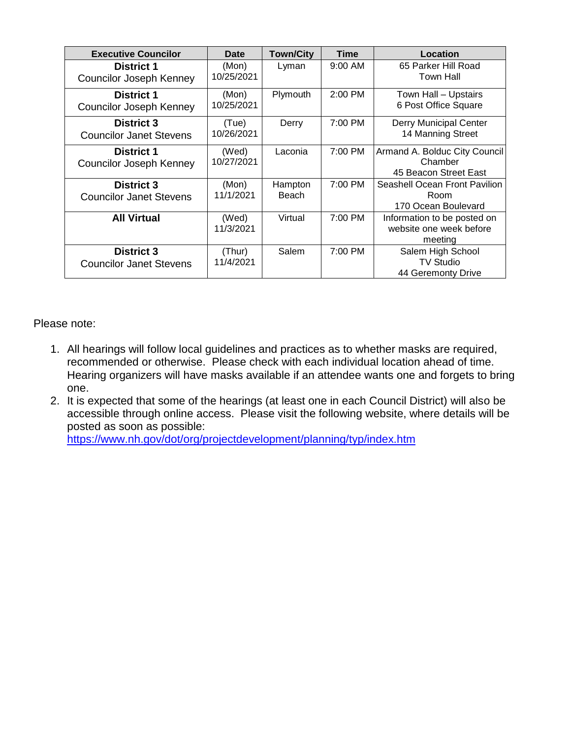| Executive Councilor | Date | Town/City | Time | Location |
|---|---|---|---|---|
| **District 1** Councilor Joseph Kenney | (Mon) 10/25/2021 | Lyman | 9:00 AM | 65 Parker Hill Road Town Hall |
| **District 1** Councilor Joseph Kenney | (Mon) 10/25/2021 | Plymouth | 2:00 PM | Town Hall – Upstairs 6 Post Office Square |
| **District 3** Councilor Janet Stevens | (Tue) 10/26/2021 | Derry | 7:00 PM | Derry Municipal Center 14 Manning Street |
| **District 1** Councilor Joseph Kenney | (Wed) 10/27/2021 | Laconia | 7:00 PM | Armand A. Bolduc City Council Chamber 45 Beacon Street East |
| **District 3** Councilor Janet Stevens | (Mon) 11/1/2021 | Hampton Beach | 7:00 PM | Seashell Ocean Front Pavilion Room 170 Ocean Boulevard |
| **All Virtual** | (Wed) 11/3/2021 | Virtual | 7:00 PM | Information to be posted on website one week before meeting |
| **District 3** Councilor Janet Stevens | (Thur) 11/4/2021 | Salem | 7:00 PM | Salem High School TV Studio 44 Geremonty Drive |

Please note:

1. All hearings will follow local guidelines and practices as to whether masks are required, recommended or otherwise. Please check with each individual location ahead of time. Hearing organizers will have masks available if an attendee wants one and forgets to bring one.
2. It is expected that some of the hearings (at least one in each Council District) will also be accessible through online access. Please visit the following website, where details will be posted as soon as possible: https://www.nh.gov/dot/org/projectdevelopment/planning/typ/index.htm